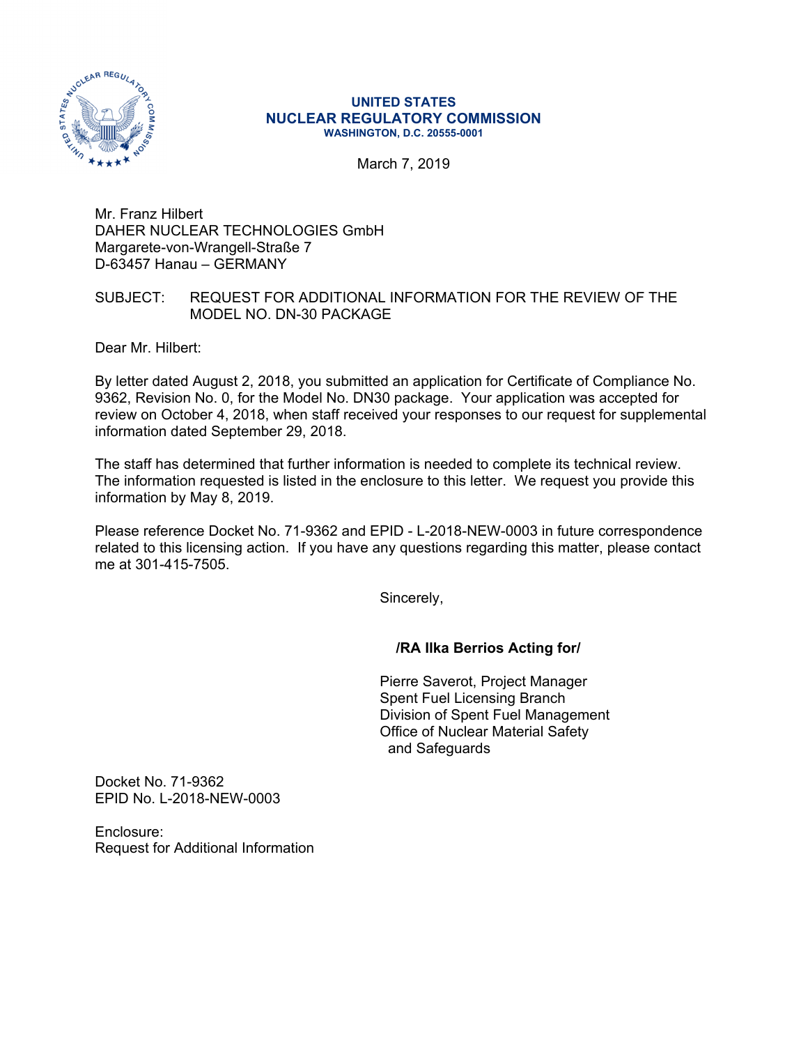**UNITED STATES**
**NUCLEAR REGULATORY COMMISSION**
**WASHINGTON, D.C. 20555-0001**

March 7, 2019

Mr. Franz Hilbert
DAHER NUCLEAR TECHNOLOGIES GmbH
Margarete-von-Wrangell-Straße 7
D-63457 Hanau – GERMANY

SUBJECT: REQUEST FOR ADDITIONAL INFORMATION FOR THE REVIEW OF THE MODEL NO. DN-30 PACKAGE

Dear Mr. Hilbert:

By letter dated August 2, 2018, you submitted an application for Certificate of Compliance No. 9362, Revision No. 0, for the Model No. DN30 package. Your application was accepted for review on October 4, 2018, when staff received your responses to our request for supplemental information dated September 29, 2018.

The staff has determined that further information is needed to complete its technical review. The information requested is listed in the enclosure to this letter. We request you provide this information by May 8, 2019.

Please reference Docket No. 71-9362 and EPID - L-2018-NEW-0003 in future correspondence related to this licensing action. If you have any questions regarding this matter, please contact me at 301-415-7505.

Sincerely,

**/RA Ilka Berrios Acting for/**

Pierre Saverot, Project Manager
Spent Fuel Licensing Branch
Division of Spent Fuel Management
Office of Nuclear Material Safety
and Safeguards

Docket No. 71-9362
EPID No. L-2018-NEW-0003

Enclosure:
Request for Additional Information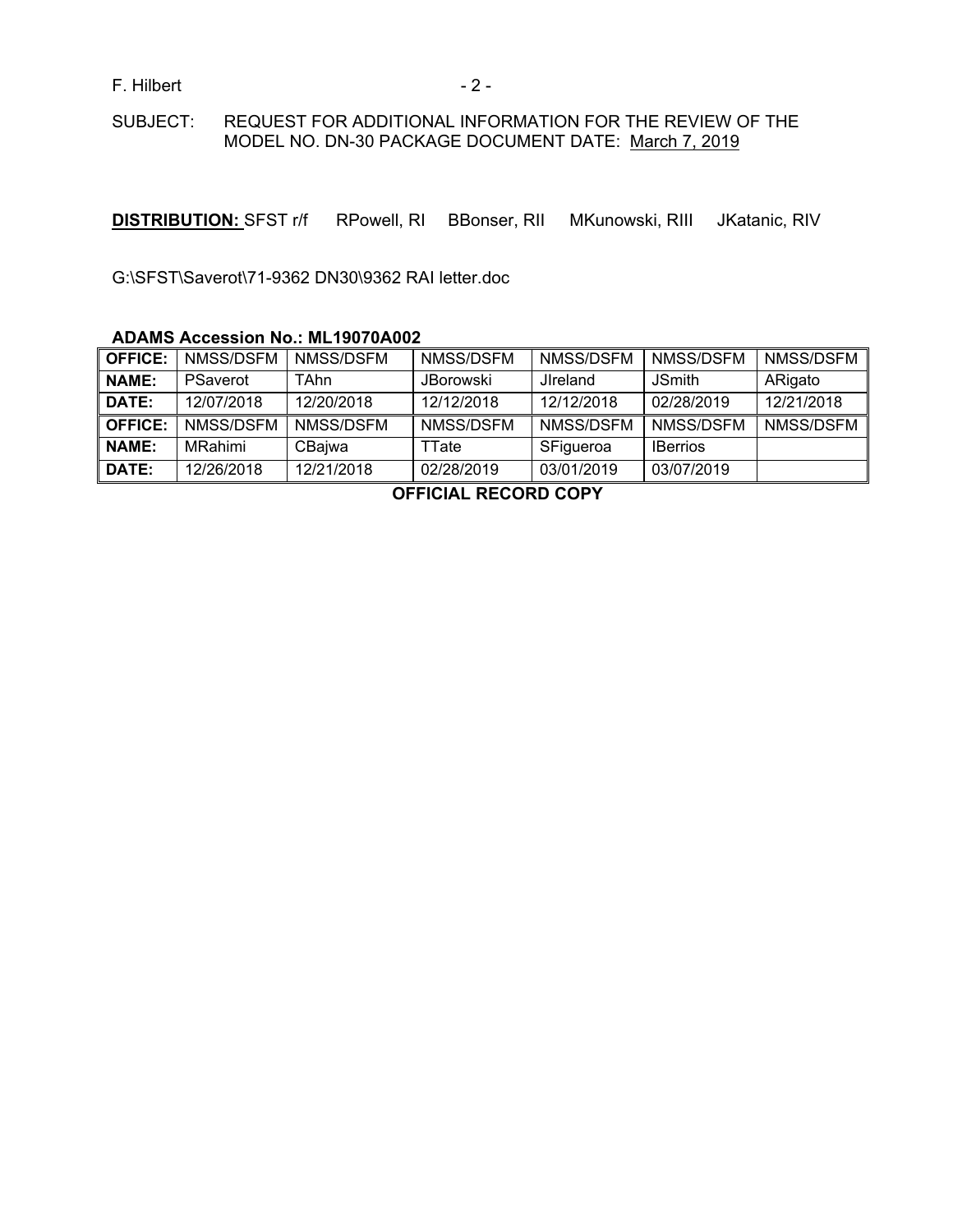F. Hilbert

SUBJECT: REQUEST FOR ADDITIONAL INFORMATION FOR THE REVIEW OF THE MODEL NO. DN-30 PACKAGE DOCUMENT DATE: March 7, 2019

**DISTRIBUTION:** SFST r/f RPowell, RI BBonser, RII MKunowski, RIII JKatanic, RIV

G:\SFST\Saverot\71-9362 DN30\9362 RAI letter.doc

**ADAMS Accession No.: ML19070A002**

| **OFFICE:** | NMSS/DSFM | NMSS/DSFM | NMSS/DSFM | NMSS/DSFM | NMSS/DSFM | NMSS/DSFM |
|---|---|---|---|---|---|---|
| **NAME:** | PSaverot | TAhn | JBorowski | JIreland | JSmith | ARigato |
| **DATE:** | 12/07/2018 | 12/20/2018 | 12/12/2018 | 12/12/2018 | 02/28/2019 | 12/21/2018 |
| **OFFICE:** | NMSS/DSFM | NMSS/DSFM | NMSS/DSFM | NMSS/DSFM | NMSS/DSFM | NMSS/DSFM |
| **NAME:** | MRahimi | CBajwa | TTate | SFigueroa | IBerrios | |
| **DATE:** | 12/26/2018 | 12/21/2018 | 02/28/2019 | 03/01/2019 | 03/07/2019 | |

**OFFICIAL RECORD COPY**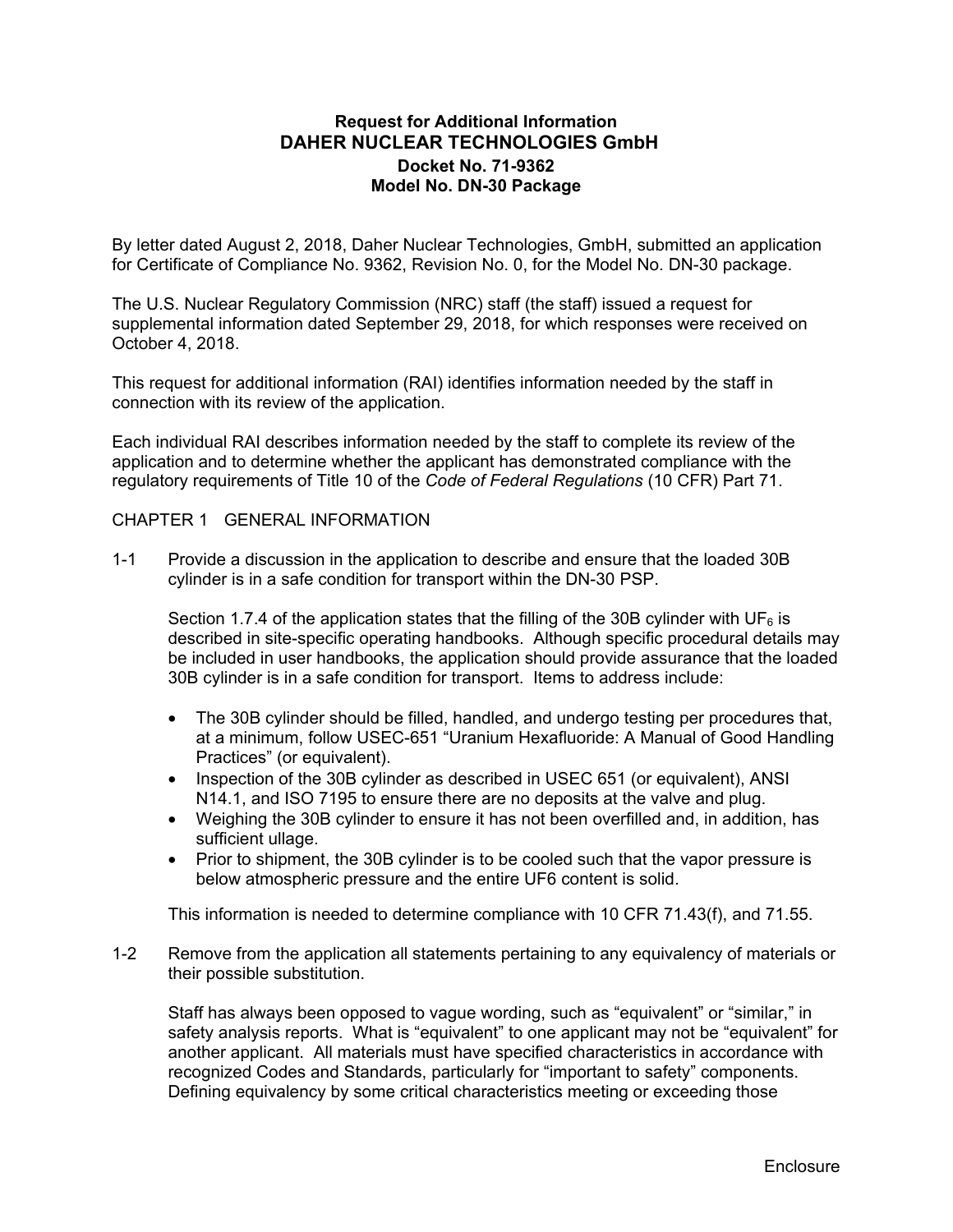**Request for Additional Information**
**DAHER NUCLEAR TECHNOLOGIES GmbH**
**Docket No. 71-9362**
**Model No. DN-30 Package**

By letter dated August 2, 2018, Daher Nuclear Technologies, GmbH, submitted an application for Certificate of Compliance No. 9362, Revision No. 0, for the Model No. DN-30 package.

The U.S. Nuclear Regulatory Commission (NRC) staff (the staff) issued a request for supplemental information dated September 29, 2018, for which responses were received on October 4, 2018.

This request for additional information (RAI) identifies information needed by the staff in connection with its review of the application.

Each individual RAI describes information needed by the staff to complete its review of the application and to determine whether the applicant has demonstrated compliance with the regulatory requirements of Title 10 of the *Code of Federal Regulations* (10 CFR) Part 71.

CHAPTER 1 GENERAL INFORMATION

1-1 Provide a discussion in the application to describe and ensure that the loaded 30B cylinder is in a safe condition for transport within the DN-30 PSP.

Section 1.7.4 of the application states that the filling of the 30B cylinder with $UF_6$ is described in site-specific operating handbooks. Although specific procedural details may be included in user handbooks, the application should provide assurance that the loaded 30B cylinder is in a safe condition for transport. Items to address include:

- The 30B cylinder should be filled, handled, and undergo testing per procedures that, at a minimum, follow USEC-651 “Uranium Hexafluoride: A Manual of Good Handling Practices” (or equivalent).
- Inspection of the 30B cylinder as described in USEC 651 (or equivalent), ANSI N14.1, and ISO 7195 to ensure there are no deposits at the valve and plug.
- Weighing the 30B cylinder to ensure it has not been overfilled and, in addition, has sufficient ullage.
- Prior to shipment, the 30B cylinder is to be cooled such that the vapor pressure is below atmospheric pressure and the entire UF6 content is solid.

This information is needed to determine compliance with 10 CFR 71.43(f), and 71.55.

1-2 Remove from the application all statements pertaining to any equivalency of materials or their possible substitution.

Staff has always been opposed to vague wording, such as “equivalent” or “similar,” in safety analysis reports. What is “equivalent” to one applicant may not be “equivalent” for another applicant. All materials must have specified characteristics in accordance with recognized Codes and Standards, particularly for “important to safety” components. Defining equivalency by some critical characteristics meeting or exceeding those

Enclosure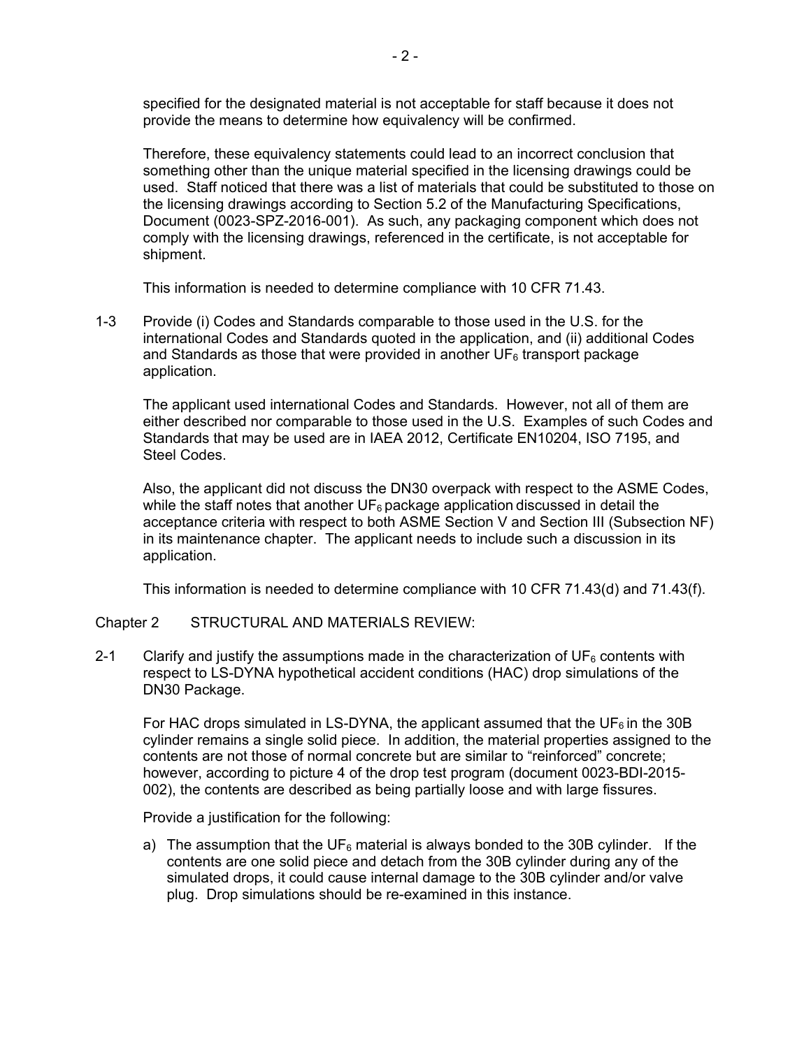specified for the designated material is not acceptable for staff because it does not provide the means to determine how equivalency will be confirmed.

Therefore, these equivalency statements could lead to an incorrect conclusion that something other than the unique material specified in the licensing drawings could be used. Staff noticed that there was a list of materials that could be substituted to those on the licensing drawings according to Section 5.2 of the Manufacturing Specifications, Document (0023-SPZ-2016-001). As such, any packaging component which does not comply with the licensing drawings, referenced in the certificate, is not acceptable for shipment.

This information is needed to determine compliance with 10 CFR 71.43.

1-3 Provide (i) Codes and Standards comparable to those used in the U.S. for the international Codes and Standards quoted in the application, and (ii) additional Codes and Standards as those that were provided in another $UF_6$ transport package application.

The applicant used international Codes and Standards. However, not all of them are either described nor comparable to those used in the U.S. Examples of such Codes and Standards that may be used are in IAEA 2012, Certificate EN10204, ISO 7195, and Steel Codes.

Also, the applicant did not discuss the DN30 overpack with respect to the ASME Codes, while the staff notes that another $UF_6$ package application discussed in detail the acceptance criteria with respect to both ASME Section V and Section III (Subsection NF) in its maintenance chapter. The applicant needs to include such a discussion in its application.

This information is needed to determine compliance with 10 CFR 71.43(d) and 71.43(f).

## Chapter 2 STRUCTURAL AND MATERIALS REVIEW:

2-1 Clarify and justify the assumptions made in the characterization of $UF_6$ contents with respect to LS-DYNA hypothetical accident conditions (HAC) drop simulations of the DN30 Package.

For HAC drops simulated in LS-DYNA, the applicant assumed that the $UF_6$ in the 30B cylinder remains a single solid piece. In addition, the material properties assigned to the contents are not those of normal concrete but are similar to "reinforced" concrete; however, according to picture 4 of the drop test program (document 0023-BDI-2015-002), the contents are described as being partially loose and with large fissures.

Provide a justification for the following:

a) The assumption that the $UF_6$ material is always bonded to the 30B cylinder. If the contents are one solid piece and detach from the 30B cylinder during any of the simulated drops, it could cause internal damage to the 30B cylinder and/or valve plug. Drop simulations should be re-examined in this instance.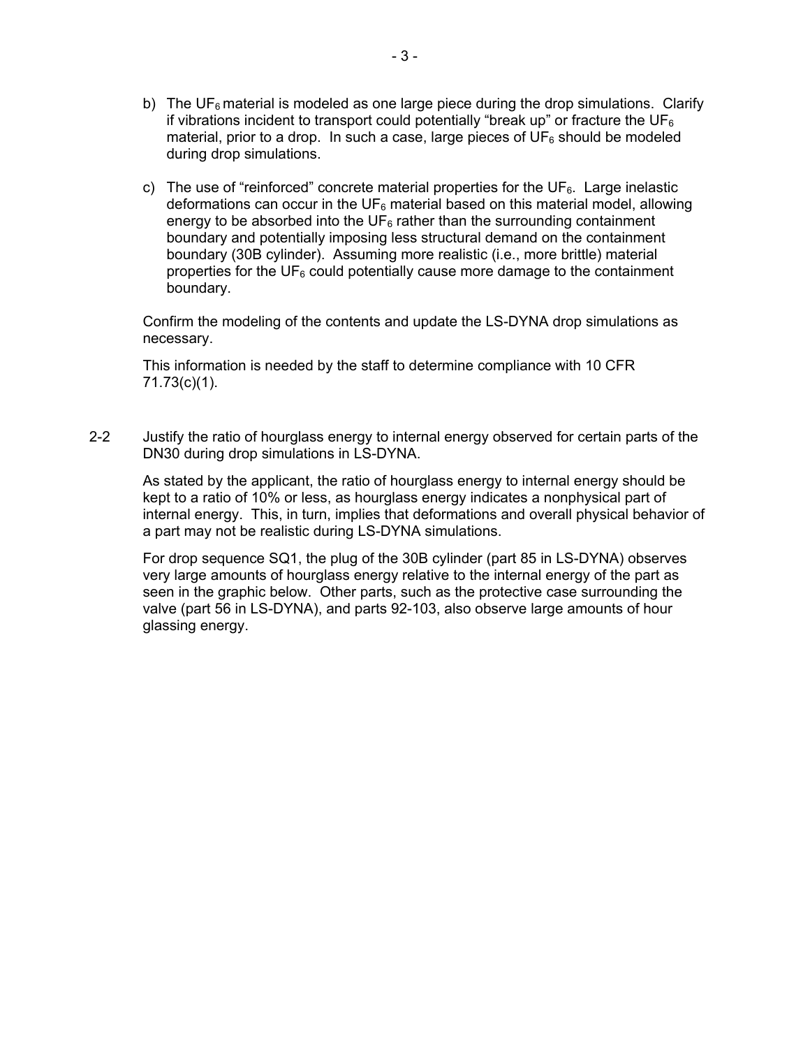b) The $UF_6$ material is modeled as one large piece during the drop simulations. Clarify if vibrations incident to transport could potentially "break up" or fracture the $UF_6$ material, prior to a drop. In such a case, large pieces of $UF_6$ should be modeled during drop simulations.

c) The use of "reinforced" concrete material properties for the $UF_6$. Large inelastic deformations can occur in the $UF_6$ material based on this material model, allowing energy to be absorbed into the $UF_6$ rather than the surrounding containment boundary and potentially imposing less structural demand on the containment boundary (30B cylinder). Assuming more realistic (i.e., more brittle) material properties for the $UF_6$ could potentially cause more damage to the containment boundary.

Confirm the modeling of the contents and update the LS-DYNA drop simulations as necessary.

This information is needed by the staff to determine compliance with 10 CFR 71.73(c)(1).

2-2 Justify the ratio of hourglass energy to internal energy observed for certain parts of the DN30 during drop simulations in LS-DYNA.

As stated by the applicant, the ratio of hourglass energy to internal energy should be kept to a ratio of 10% or less, as hourglass energy indicates a nonphysical part of internal energy. This, in turn, implies that deformations and overall physical behavior of a part may not be realistic during LS-DYNA simulations.

For drop sequence SQ1, the plug of the 30B cylinder (part 85 in LS-DYNA) observes very large amounts of hourglass energy relative to the internal energy of the part as seen in the graphic below. Other parts, such as the protective case surrounding the valve (part 56 in LS-DYNA), and parts 92-103, also observe large amounts of hour glassing energy.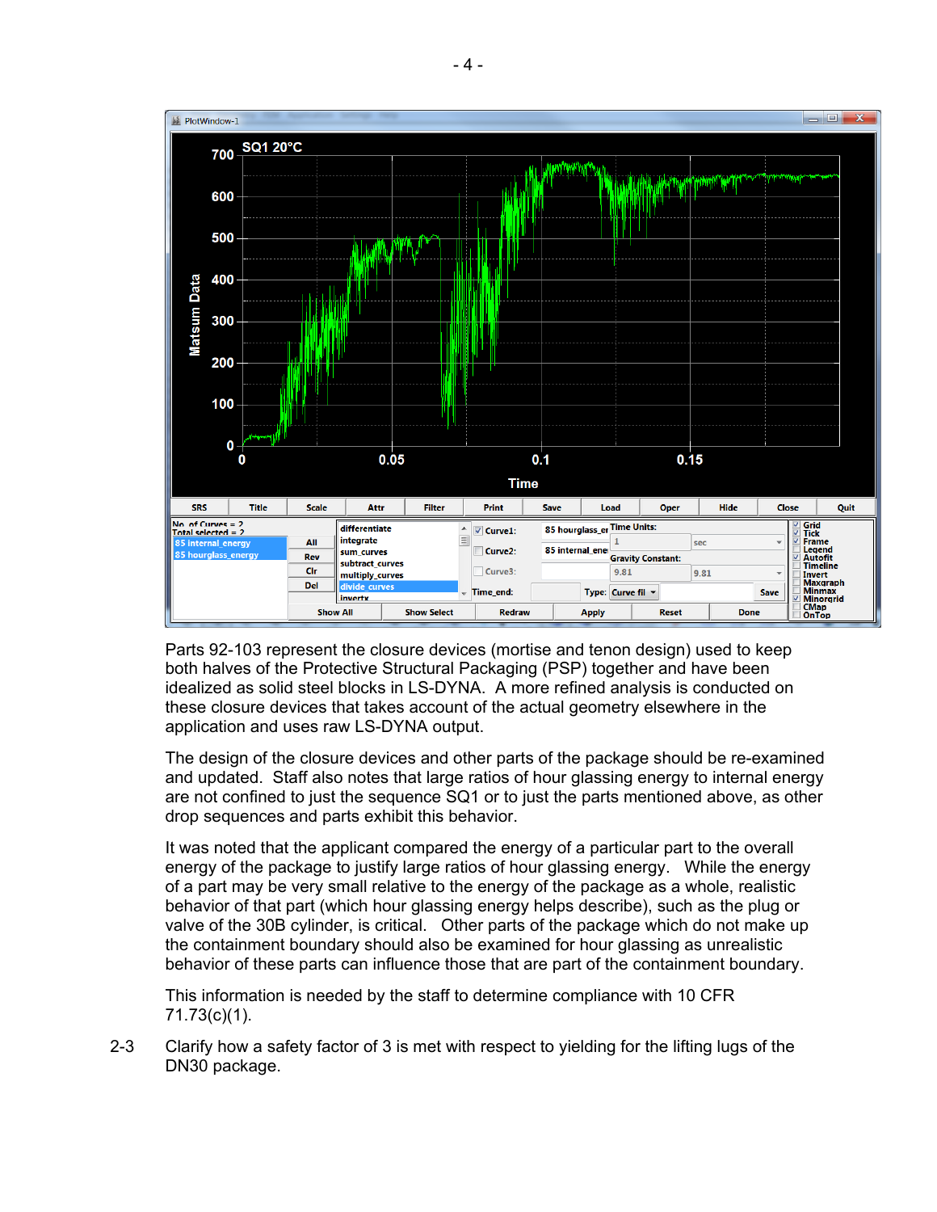Parts 92-103 represent the closure devices (mortise and tenon design) used to keep both halves of the Protective Structural Packaging (PSP) together and have been idealized as solid steel blocks in LS-DYNA. A more refined analysis is conducted on these closure devices that takes account of the actual geometry elsewhere in the application and uses raw LS-DYNA output.

The design of the closure devices and other parts of the package should be re-examined and updated. Staff also notes that large ratios of hour glassing energy to internal energy are not confined to just the sequence SQ1 or to just the parts mentioned above, as other drop sequences and parts exhibit this behavior.

It was noted that the applicant compared the energy of a particular part to the overall energy of the package to justify large ratios of hour glassing energy. While the energy of a part may be very small relative to the energy of the package as a whole, realistic behavior of that part (which hour glassing energy helps describe), such as the plug or valve of the 30B cylinder, is critical. Other parts of the package which do not make up the containment boundary should also be examined for hour glassing as unrealistic behavior of these parts can influence those that are part of the containment boundary.

This information is needed by the staff to determine compliance with 10 CFR 71.73(c)(1).

2-3 Clarify how a safety factor of 3 is met with respect to yielding for the lifting lugs of the DN30 package.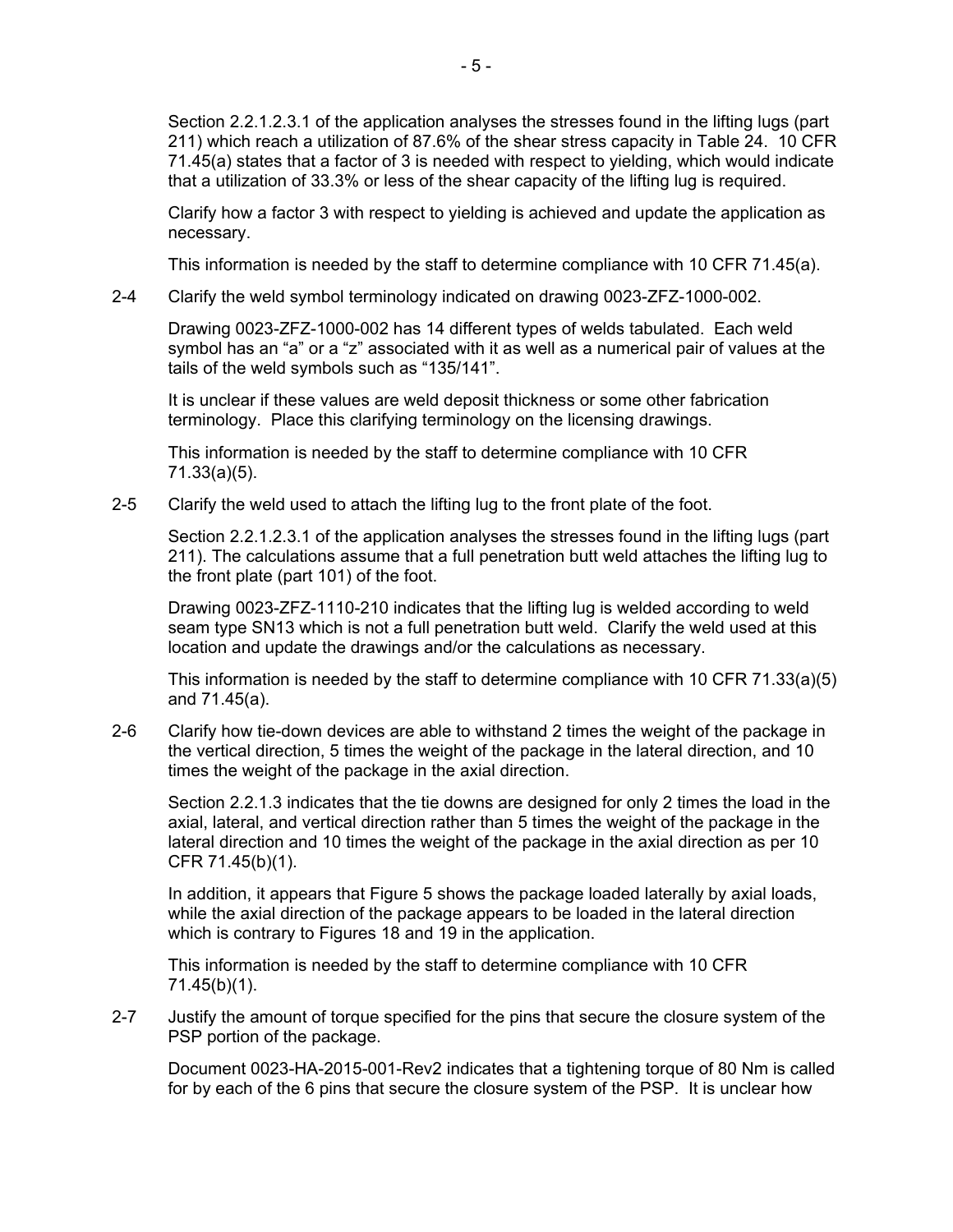Section 2.2.1.2.3.1 of the application analyses the stresses found in the lifting lugs (part 211) which reach a utilization of 87.6% of the shear stress capacity in Table 24. 10 CFR 71.45(a) states that a factor of 3 is needed with respect to yielding, which would indicate that a utilization of 33.3% or less of the shear capacity of the lifting lug is required.

Clarify how a factor 3 with respect to yielding is achieved and update the application as necessary.

This information is needed by the staff to determine compliance with 10 CFR 71.45(a).

2-4 Clarify the weld symbol terminology indicated on drawing 0023-ZFZ-1000-002.

Drawing 0023-ZFZ-1000-002 has 14 different types of welds tabulated. Each weld symbol has an "a" or a "z" associated with it as well as a numerical pair of values at the tails of the weld symbols such as "135/141".

It is unclear if these values are weld deposit thickness or some other fabrication terminology. Place this clarifying terminology on the licensing drawings.

This information is needed by the staff to determine compliance with 10 CFR 71.33(a)(5).

2-5 Clarify the weld used to attach the lifting lug to the front plate of the foot.

Section 2.2.1.2.3.1 of the application analyses the stresses found in the lifting lugs (part 211). The calculations assume that a full penetration butt weld attaches the lifting lug to the front plate (part 101) of the foot.

Drawing 0023-ZFZ-1110-210 indicates that the lifting lug is welded according to weld seam type SN13 which is not a full penetration butt weld. Clarify the weld used at this location and update the drawings and/or the calculations as necessary.

This information is needed by the staff to determine compliance with 10 CFR 71.33(a)(5) and 71.45(a).

2-6 Clarify how tie-down devices are able to withstand 2 times the weight of the package in the vertical direction, 5 times the weight of the package in the lateral direction, and 10 times the weight of the package in the axial direction.

Section 2.2.1.3 indicates that the tie downs are designed for only 2 times the load in the axial, lateral, and vertical direction rather than 5 times the weight of the package in the lateral direction and 10 times the weight of the package in the axial direction as per 10 CFR 71.45(b)(1).

In addition, it appears that Figure 5 shows the package loaded laterally by axial loads, while the axial direction of the package appears to be loaded in the lateral direction which is contrary to Figures 18 and 19 in the application.

This information is needed by the staff to determine compliance with 10 CFR 71.45(b)(1).

2-7 Justify the amount of torque specified for the pins that secure the closure system of the PSP portion of the package.

Document 0023-HA-2015-001-Rev2 indicates that a tightening torque of 80 Nm is called for by each of the 6 pins that secure the closure system of the PSP. It is unclear how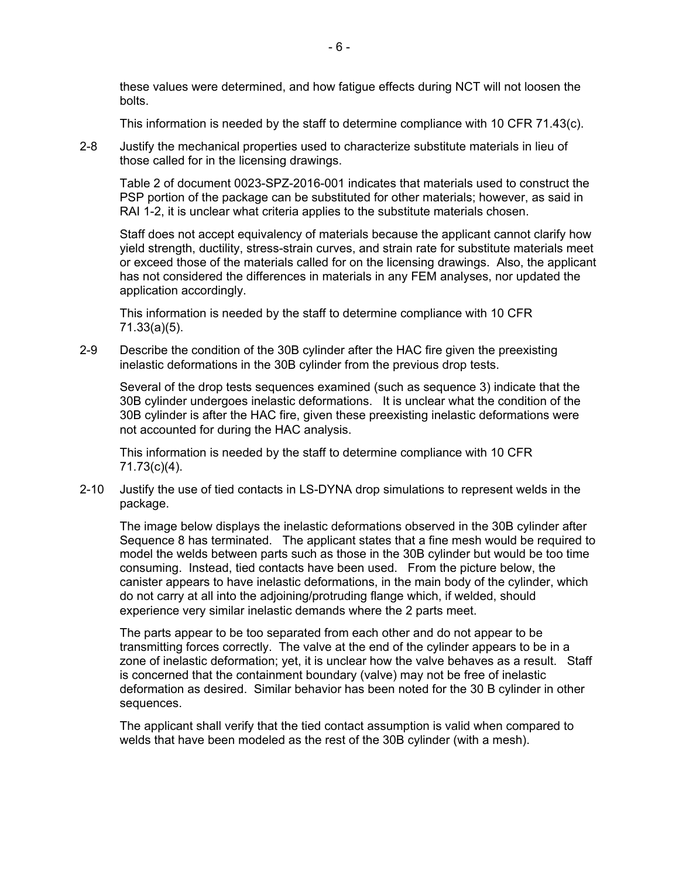these values were determined, and how fatigue effects during NCT will not loosen the bolts.

This information is needed by the staff to determine compliance with 10 CFR 71.43(c).

2-8 Justify the mechanical properties used to characterize substitute materials in lieu of those called for in the licensing drawings.

Table 2 of document 0023-SPZ-2016-001 indicates that materials used to construct the PSP portion of the package can be substituted for other materials; however, as said in RAI 1-2, it is unclear what criteria applies to the substitute materials chosen.

Staff does not accept equivalency of materials because the applicant cannot clarify how yield strength, ductility, stress-strain curves, and strain rate for substitute materials meet or exceed those of the materials called for on the licensing drawings. Also, the applicant has not considered the differences in materials in any FEM analyses, nor updated the application accordingly.

This information is needed by the staff to determine compliance with 10 CFR 71.33(a)(5).

2-9 Describe the condition of the 30B cylinder after the HAC fire given the preexisting inelastic deformations in the 30B cylinder from the previous drop tests.

Several of the drop tests sequences examined (such as sequence 3) indicate that the 30B cylinder undergoes inelastic deformations. It is unclear what the condition of the 30B cylinder is after the HAC fire, given these preexisting inelastic deformations were not accounted for during the HAC analysis.

This information is needed by the staff to determine compliance with 10 CFR 71.73(c)(4).

2-10 Justify the use of tied contacts in LS-DYNA drop simulations to represent welds in the package.

The image below displays the inelastic deformations observed in the 30B cylinder after Sequence 8 has terminated. The applicant states that a fine mesh would be required to model the welds between parts such as those in the 30B cylinder but would be too time consuming. Instead, tied contacts have been used. From the picture below, the canister appears to have inelastic deformations, in the main body of the cylinder, which do not carry at all into the adjoining/protruding flange which, if welded, should experience very similar inelastic demands where the 2 parts meet.

The parts appear to be too separated from each other and do not appear to be transmitting forces correctly. The valve at the end of the cylinder appears to be in a zone of inelastic deformation; yet, it is unclear how the valve behaves as a result. Staff is concerned that the containment boundary (valve) may not be free of inelastic deformation as desired. Similar behavior has been noted for the 30 B cylinder in other sequences.

The applicant shall verify that the tied contact assumption is valid when compared to welds that have been modeled as the rest of the 30B cylinder (with a mesh).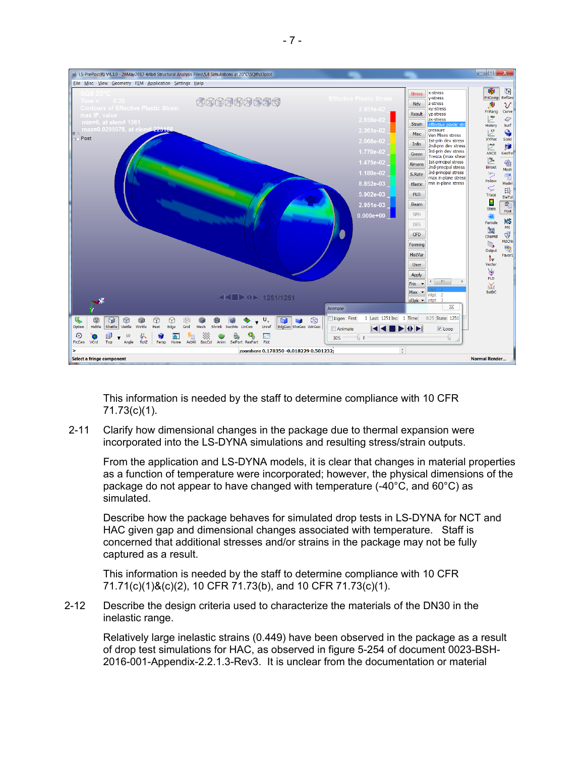This information is needed by the staff to determine compliance with 10 CFR 71.73(c)(1).

2-11 Clarify how dimensional changes in the package due to thermal expansion were incorporated into the LS-DYNA simulations and resulting stress/strain outputs.

From the application and LS-DYNA models, it is clear that changes in material properties as a function of temperature were incorporated; however, the physical dimensions of the package do not appear to have changed with temperature (-40°C, and 60°C) as simulated.

Describe how the package behaves for simulated drop tests in LS-DYNA for NCT and HAC given gap and dimensional changes associated with temperature. Staff is concerned that additional stresses and/or strains in the package may not be fully captured as a result.

This information is needed by the staff to determine compliance with 10 CFR 71.71(c)(1)&(c)(2), 10 CFR 71.73(b), and 10 CFR 71.73(c)(1).

2-12 Describe the design criteria used to characterize the materials of the DN30 in the inelastic range.

Relatively large inelastic strains (0.449) have been observed in the package as a result of drop test simulations for HAC, as observed in figure 5-254 of document 0023-BSH-2016-001-Appendix-2.2.1.3-Rev3. It is unclear from the documentation or material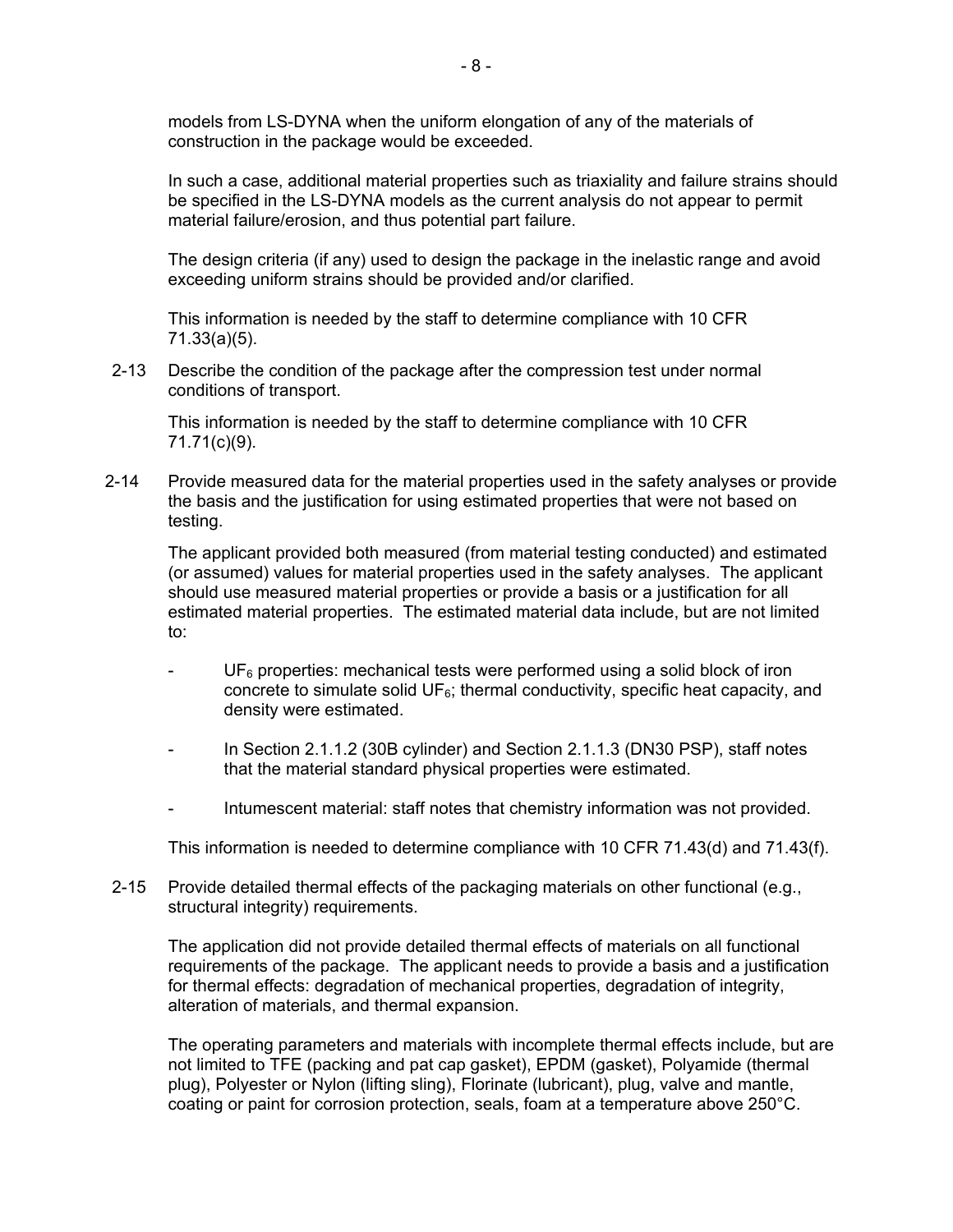models from LS-DYNA when the uniform elongation of any of the materials of construction in the package would be exceeded.

In such a case, additional material properties such as triaxiality and failure strains should be specified in the LS-DYNA models as the current analysis do not appear to permit material failure/erosion, and thus potential part failure.

The design criteria (if any) used to design the package in the inelastic range and avoid exceeding uniform strains should be provided and/or clarified.

This information is needed by the staff to determine compliance with 10 CFR 71.33(a)(5).

2-13 Describe the condition of the package after the compression test under normal conditions of transport.

This information is needed by the staff to determine compliance with 10 CFR 71.71(c)(9).

2-14 Provide measured data for the material properties used in the safety analyses or provide the basis and the justification for using estimated properties that were not based on testing.

The applicant provided both measured (from material testing conducted) and estimated (or assumed) values for material properties used in the safety analyses. The applicant should use measured material properties or provide a basis or a justification for all estimated material properties. The estimated material data include, but are not limited to:

- $UF_6$ properties: mechanical tests were performed using a solid block of iron concrete to simulate solid $UF_6$; thermal conductivity, specific heat capacity, and density were estimated.
- In Section 2.1.1.2 (30B cylinder) and Section 2.1.1.3 (DN30 PSP), staff notes that the material standard physical properties were estimated.
- Intumescent material: staff notes that chemistry information was not provided.

This information is needed to determine compliance with 10 CFR 71.43(d) and 71.43(f).

2-15 Provide detailed thermal effects of the packaging materials on other functional (e.g., structural integrity) requirements.

The application did not provide detailed thermal effects of materials on all functional requirements of the package. The applicant needs to provide a basis and a justification for thermal effects: degradation of mechanical properties, degradation of integrity, alteration of materials, and thermal expansion.

The operating parameters and materials with incomplete thermal effects include, but are not limited to TFE (packing and pat cap gasket), EPDM (gasket), Polyamide (thermal plug), Polyester or Nylon (lifting sling), Florinate (lubricant), plug, valve and mantle, coating or paint for corrosion protection, seals, foam at a temperature above 250°C.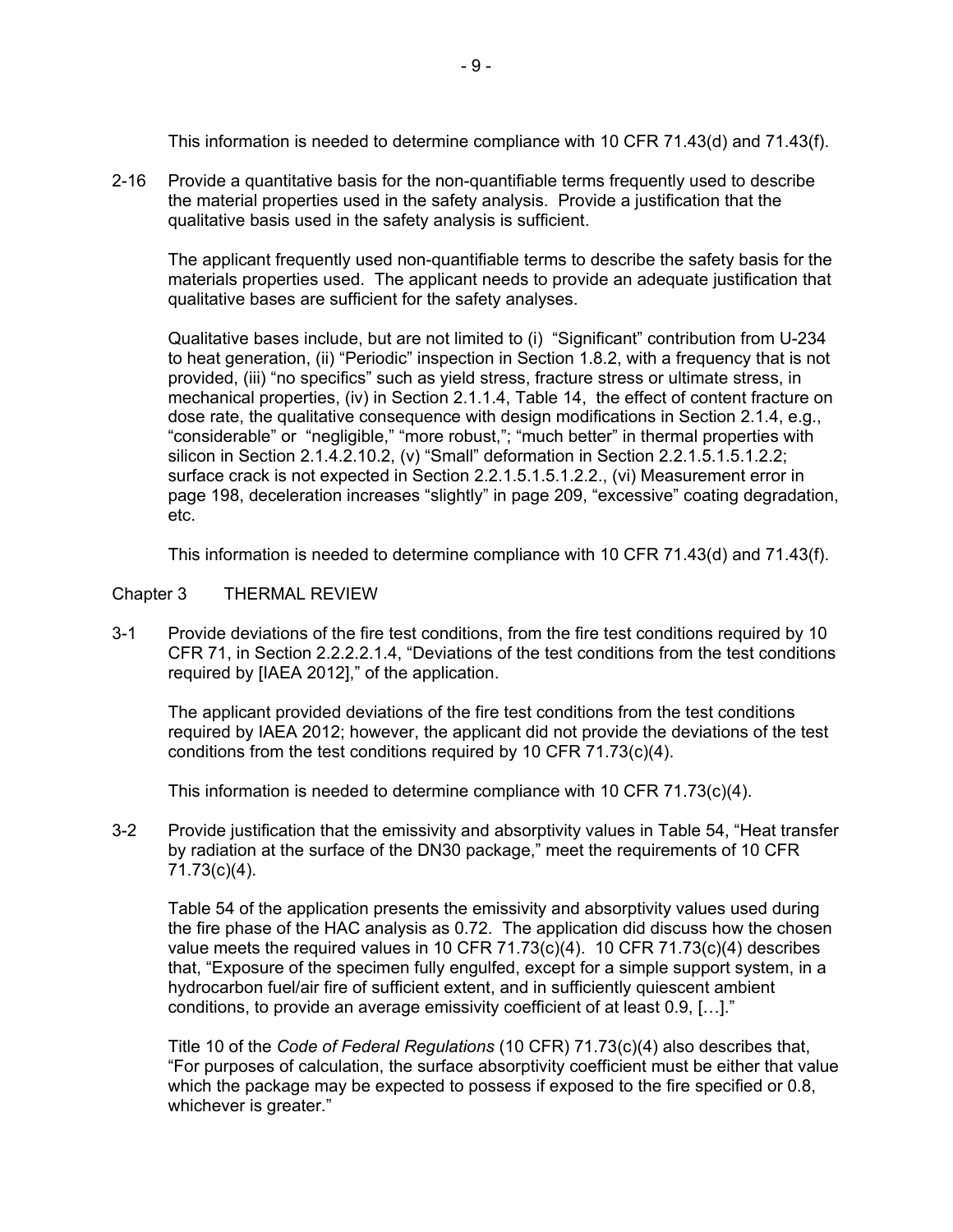This information is needed to determine compliance with 10 CFR 71.43(d) and 71.43(f).

2-16 Provide a quantitative basis for the non-quantifiable terms frequently used to describe the material properties used in the safety analysis. Provide a justification that the qualitative basis used in the safety analysis is sufficient.

The applicant frequently used non-quantifiable terms to describe the safety basis for the materials properties used. The applicant needs to provide an adequate justification that qualitative bases are sufficient for the safety analyses.

Qualitative bases include, but are not limited to (i) “Significant” contribution from U-234 to heat generation, (ii) “Periodic” inspection in Section 1.8.2, with a frequency that is not provided, (iii) “no specifics” such as yield stress, fracture stress or ultimate stress, in mechanical properties, (iv) in Section 2.1.1.4, Table 14, the effect of content fracture on dose rate, the qualitative consequence with design modifications in Section 2.1.4, e.g., “considerable” or “negligible,” “more robust,”; “much better” in thermal properties with silicon in Section 2.1.4.2.10.2, (v) “Small” deformation in Section 2.2.1.5.1.5.1.2.2; surface crack is not expected in Section 2.2.1.5.1.5.1.2.2., (vi) Measurement error in page 198, deceleration increases “slightly” in page 209, “excessive” coating degradation, etc.

This information is needed to determine compliance with 10 CFR 71.43(d) and 71.43(f).

## Chapter 3 THERMAL REVIEW

3-1 Provide deviations of the fire test conditions, from the fire test conditions required by 10 CFR 71, in Section 2.2.2.2.1.4, “Deviations of the test conditions from the test conditions required by [IAEA 2012],” of the application.

The applicant provided deviations of the fire test conditions from the test conditions required by IAEA 2012; however, the applicant did not provide the deviations of the test conditions from the test conditions required by 10 CFR 71.73(c)(4).

This information is needed to determine compliance with 10 CFR 71.73(c)(4).

3-2 Provide justification that the emissivity and absorptivity values in Table 54, “Heat transfer by radiation at the surface of the DN30 package,” meet the requirements of 10 CFR 71.73(c)(4).

Table 54 of the application presents the emissivity and absorptivity values used during the fire phase of the HAC analysis as 0.72. The application did discuss how the chosen value meets the required values in 10 CFR 71.73(c)(4). 10 CFR 71.73(c)(4) describes that, “Exposure of the specimen fully engulfed, except for a simple support system, in a hydrocarbon fuel/air fire of sufficient extent, and in sufficiently quiescent ambient conditions, to provide an average emissivity coefficient of at least 0.9, […].”

Title 10 of the *Code of Federal Regulations* (10 CFR) 71.73(c)(4) also describes that, “For purposes of calculation, the surface absorptivity coefficient must be either that value which the package may be expected to possess if exposed to the fire specified or 0.8, whichever is greater.”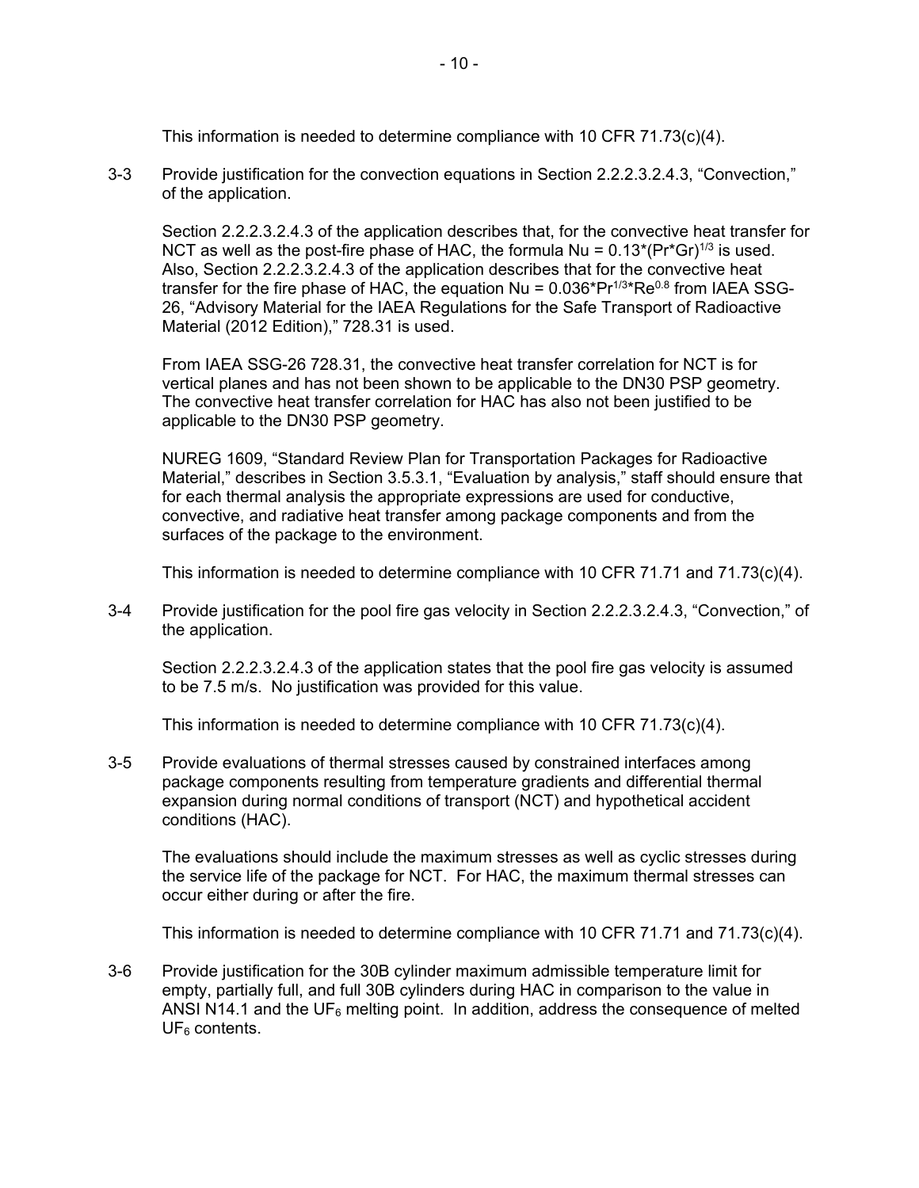This information is needed to determine compliance with 10 CFR 71.73(c)(4).

3-3 Provide justification for the convection equations in Section 2.2.2.3.2.4.3, "Convection," of the application.

Section 2.2.2.3.2.4.3 of the application describes that, for the convective heat transfer for NCT as well as the post-fire phase of HAC, the formula $Nu = 0.13*(Pr*Gr)^{1/3}$ is used. Also, Section 2.2.2.3.2.4.3 of the application describes that for the convective heat transfer for the fire phase of HAC, the equation $Nu = 0.036*Pr^{1/3}*Re^{0.8}$ from IAEA SSG-26, "Advisory Material for the IAEA Regulations for the Safe Transport of Radioactive Material (2012 Edition)," 728.31 is used.

From IAEA SSG-26 728.31, the convective heat transfer correlation for NCT is for vertical planes and has not been shown to be applicable to the DN30 PSP geometry. The convective heat transfer correlation for HAC has also not been justified to be applicable to the DN30 PSP geometry.

NUREG 1609, "Standard Review Plan for Transportation Packages for Radioactive Material," describes in Section 3.5.3.1, "Evaluation by analysis," staff should ensure that for each thermal analysis the appropriate expressions are used for conductive, convective, and radiative heat transfer among package components and from the surfaces of the package to the environment.

This information is needed to determine compliance with 10 CFR 71.71 and 71.73(c)(4).

3-4 Provide justification for the pool fire gas velocity in Section 2.2.2.3.2.4.3, "Convection," of the application.

Section 2.2.2.3.2.4.3 of the application states that the pool fire gas velocity is assumed to be 7.5 m/s. No justification was provided for this value.

This information is needed to determine compliance with 10 CFR 71.73(c)(4).

3-5 Provide evaluations of thermal stresses caused by constrained interfaces among package components resulting from temperature gradients and differential thermal expansion during normal conditions of transport (NCT) and hypothetical accident conditions (HAC).

The evaluations should include the maximum stresses as well as cyclic stresses during the service life of the package for NCT. For HAC, the maximum thermal stresses can occur either during or after the fire.

This information is needed to determine compliance with 10 CFR 71.71 and 71.73(c)(4).

3-6 Provide justification for the 30B cylinder maximum admissible temperature limit for empty, partially full, and full 30B cylinders during HAC in comparison to the value in ANSI N14.1 and the $UF_6$ melting point. In addition, address the consequence of melted $UF_6$ contents.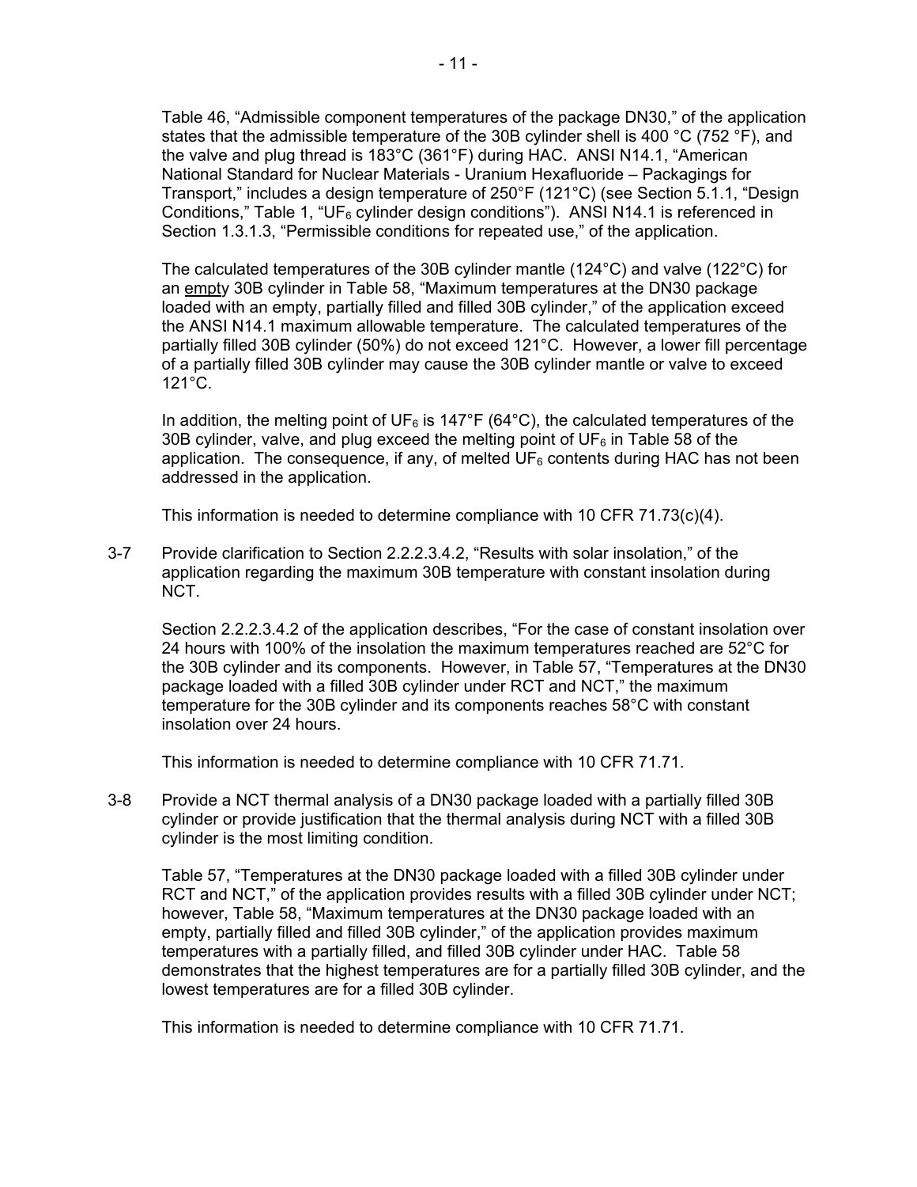Table 46, “Admissible component temperatures of the package DN30,” of the application states that the admissible temperature of the 30B cylinder shell is 400 °C (752 °F), and the valve and plug thread is 183°C (361°F) during HAC. ANSI N14.1, “American National Standard for Nuclear Materials - Uranium Hexafluoride – Packagings for Transport,” includes a design temperature of 250°F (121°C) (see Section 5.1.1, “Design Conditions,” Table 1, “$UF_6$ cylinder design conditions”). ANSI N14.1 is referenced in Section 1.3.1.3, “Permissible conditions for repeated use,” of the application.

The calculated temperatures of the 30B cylinder mantle (124°C) and valve (122°C) for an empty 30B cylinder in Table 58, “Maximum temperatures at the DN30 package loaded with an empty, partially filled and filled 30B cylinder,” of the application exceed the ANSI N14.1 maximum allowable temperature. The calculated temperatures of the partially filled 30B cylinder (50%) do not exceed 121°C. However, a lower fill percentage of a partially filled 30B cylinder may cause the 30B cylinder mantle or valve to exceed 121°C.

In addition, the melting point of $UF_6$ is 147°F (64°C), the calculated temperatures of the 30B cylinder, valve, and plug exceed the melting point of $UF_6$ in Table 58 of the application. The consequence, if any, of melted $UF_6$ contents during HAC has not been addressed in the application.

This information is needed to determine compliance with 10 CFR 71.73(c)(4).

3-7 Provide clarification to Section 2.2.2.3.4.2, “Results with solar insolation,” of the application regarding the maximum 30B temperature with constant insolation during NCT.

Section 2.2.2.3.4.2 of the application describes, “For the case of constant insolation over 24 hours with 100% of the insolation the maximum temperatures reached are 52°C for the 30B cylinder and its components. However, in Table 57, “Temperatures at the DN30 package loaded with a filled 30B cylinder under RCT and NCT,” the maximum temperature for the 30B cylinder and its components reaches 58°C with constant insolation over 24 hours.

This information is needed to determine compliance with 10 CFR 71.71.

3-8 Provide a NCT thermal analysis of a DN30 package loaded with a partially filled 30B cylinder or provide justification that the thermal analysis during NCT with a filled 30B cylinder is the most limiting condition.

Table 57, “Temperatures at the DN30 package loaded with a filled 30B cylinder under RCT and NCT,” of the application provides results with a filled 30B cylinder under NCT; however, Table 58, “Maximum temperatures at the DN30 package loaded with an empty, partially filled and filled 30B cylinder,” of the application provides maximum temperatures with a partially filled, and filled 30B cylinder under HAC. Table 58 demonstrates that the highest temperatures are for a partially filled 30B cylinder, and the lowest temperatures are for a filled 30B cylinder.

This information is needed to determine compliance with 10 CFR 71.71.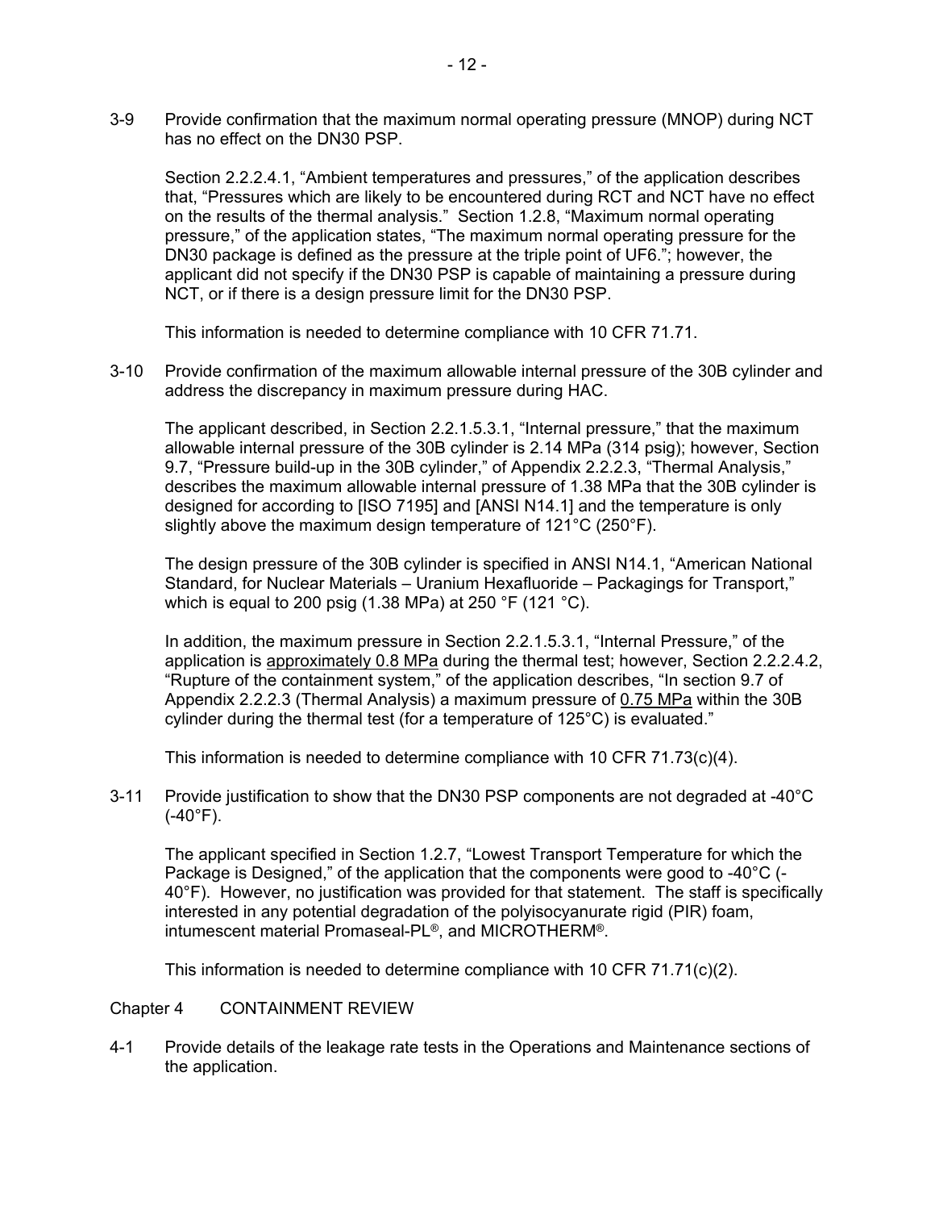3-9 Provide confirmation that the maximum normal operating pressure (MNOP) during NCT has no effect on the DN30 PSP.

Section 2.2.2.4.1, "Ambient temperatures and pressures," of the application describes that, "Pressures which are likely to be encountered during RCT and NCT have no effect on the results of the thermal analysis." Section 1.2.8, "Maximum normal operating pressure," of the application states, "The maximum normal operating pressure for the DN30 package is defined as the pressure at the triple point of UF6."; however, the applicant did not specify if the DN30 PSP is capable of maintaining a pressure during NCT, or if there is a design pressure limit for the DN30 PSP.

This information is needed to determine compliance with 10 CFR 71.71.

3-10 Provide confirmation of the maximum allowable internal pressure of the 30B cylinder and address the discrepancy in maximum pressure during HAC.

The applicant described, in Section 2.2.1.5.3.1, "Internal pressure," that the maximum allowable internal pressure of the 30B cylinder is 2.14 MPa (314 psig); however, Section 9.7, "Pressure build-up in the 30B cylinder," of Appendix 2.2.2.3, "Thermal Analysis," describes the maximum allowable internal pressure of 1.38 MPa that the 30B cylinder is designed for according to [ISO 7195] and [ANSI N14.1] and the temperature is only slightly above the maximum design temperature of 121°C (250°F).

The design pressure of the 30B cylinder is specified in ANSI N14.1, "American National Standard, for Nuclear Materials – Uranium Hexafluoride – Packagings for Transport," which is equal to 200 psig (1.38 MPa) at 250 °F (121 °C).

In addition, the maximum pressure in Section 2.2.1.5.3.1, "Internal Pressure," of the application is approximately 0.8 MPa during the thermal test; however, Section 2.2.2.4.2, "Rupture of the containment system," of the application describes, "In section 9.7 of Appendix 2.2.2.3 (Thermal Analysis) a maximum pressure of 0.75 MPa within the 30B cylinder during the thermal test (for a temperature of 125°C) is evaluated."

This information is needed to determine compliance with 10 CFR 71.73(c)(4).

3-11 Provide justification to show that the DN30 PSP components are not degraded at -40°C (-40°F).

The applicant specified in Section 1.2.7, "Lowest Transport Temperature for which the Package is Designed," of the application that the components were good to -40°C (-40°F). However, no justification was provided for that statement. The staff is specifically interested in any potential degradation of the polyisocyanurate rigid (PIR) foam, intumescent material Promaseal-PL®, and MICROTHERM®.

This information is needed to determine compliance with 10 CFR 71.71(c)(2).

## Chapter 4 CONTAINMENT REVIEW

4-1 Provide details of the leakage rate tests in the Operations and Maintenance sections of the application.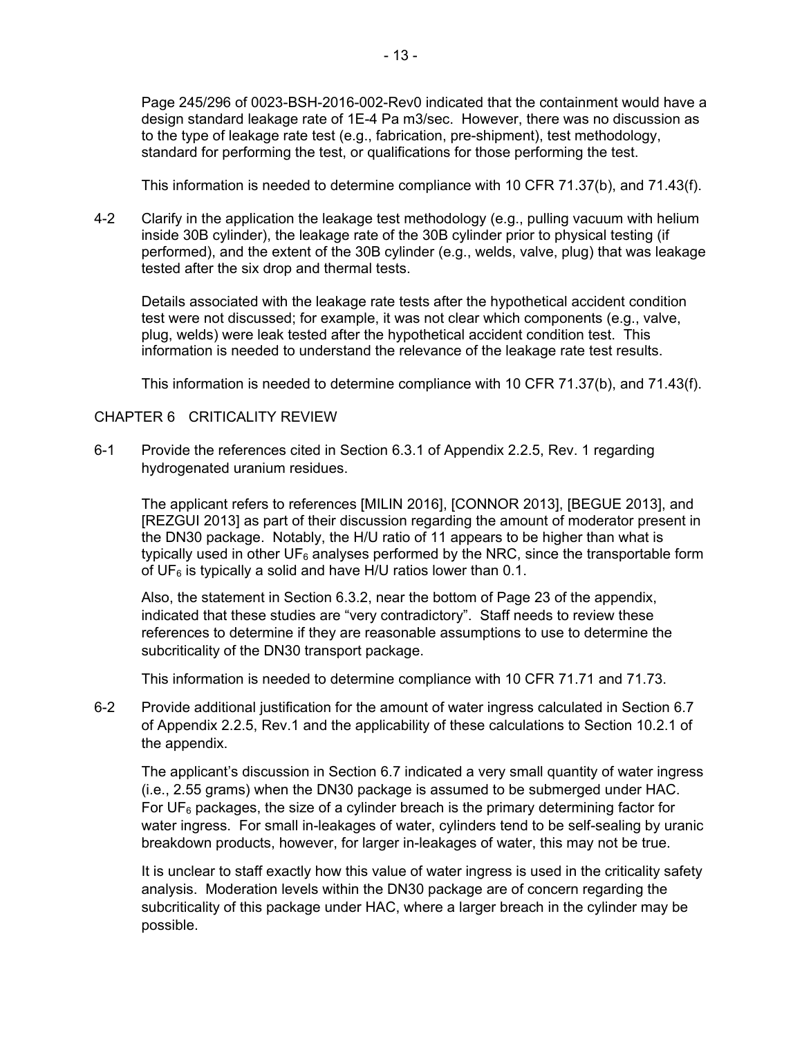Page 245/296 of 0023-BSH-2016-002-Rev0 indicated that the containment would have a design standard leakage rate of 1E-4 Pa m3/sec. However, there was no discussion as to the type of leakage rate test (e.g., fabrication, pre-shipment), test methodology, standard for performing the test, or qualifications for those performing the test.

This information is needed to determine compliance with 10 CFR 71.37(b), and 71.43(f).

4-2 Clarify in the application the leakage test methodology (e.g., pulling vacuum with helium inside 30B cylinder), the leakage rate of the 30B cylinder prior to physical testing (if performed), and the extent of the 30B cylinder (e.g., welds, valve, plug) that was leakage tested after the six drop and thermal tests.

Details associated with the leakage rate tests after the hypothetical accident condition test were not discussed; for example, it was not clear which components (e.g., valve, plug, welds) were leak tested after the hypothetical accident condition test. This information is needed to understand the relevance of the leakage rate test results.

This information is needed to determine compliance with 10 CFR 71.37(b), and 71.43(f).

## CHAPTER 6 CRITICALITY REVIEW

6-1 Provide the references cited in Section 6.3.1 of Appendix 2.2.5, Rev. 1 regarding hydrogenated uranium residues.

The applicant refers to references [MILIN 2016], [CONNOR 2013], [BEGUE 2013], and [REZGUI 2013] as part of their discussion regarding the amount of moderator present in the DN30 package. Notably, the H/U ratio of 11 appears to be higher than what is typically used in other $UF_6$ analyses performed by the NRC, since the transportable form of $UF_6$ is typically a solid and have H/U ratios lower than 0.1.

Also, the statement in Section 6.3.2, near the bottom of Page 23 of the appendix, indicated that these studies are "very contradictory". Staff needs to review these references to determine if they are reasonable assumptions to use to determine the subcriticality of the DN30 transport package.

This information is needed to determine compliance with 10 CFR 71.71 and 71.73.

6-2 Provide additional justification for the amount of water ingress calculated in Section 6.7 of Appendix 2.2.5, Rev.1 and the applicability of these calculations to Section 10.2.1 of the appendix.

The applicant's discussion in Section 6.7 indicated a very small quantity of water ingress (i.e., 2.55 grams) when the DN30 package is assumed to be submerged under HAC. For $UF_6$ packages, the size of a cylinder breach is the primary determining factor for water ingress. For small in-leakages of water, cylinders tend to be self-sealing by uranic breakdown products, however, for larger in-leakages of water, this may not be true.

It is unclear to staff exactly how this value of water ingress is used in the criticality safety analysis. Moderation levels within the DN30 package are of concern regarding the subcriticality of this package under HAC, where a larger breach in the cylinder may be possible.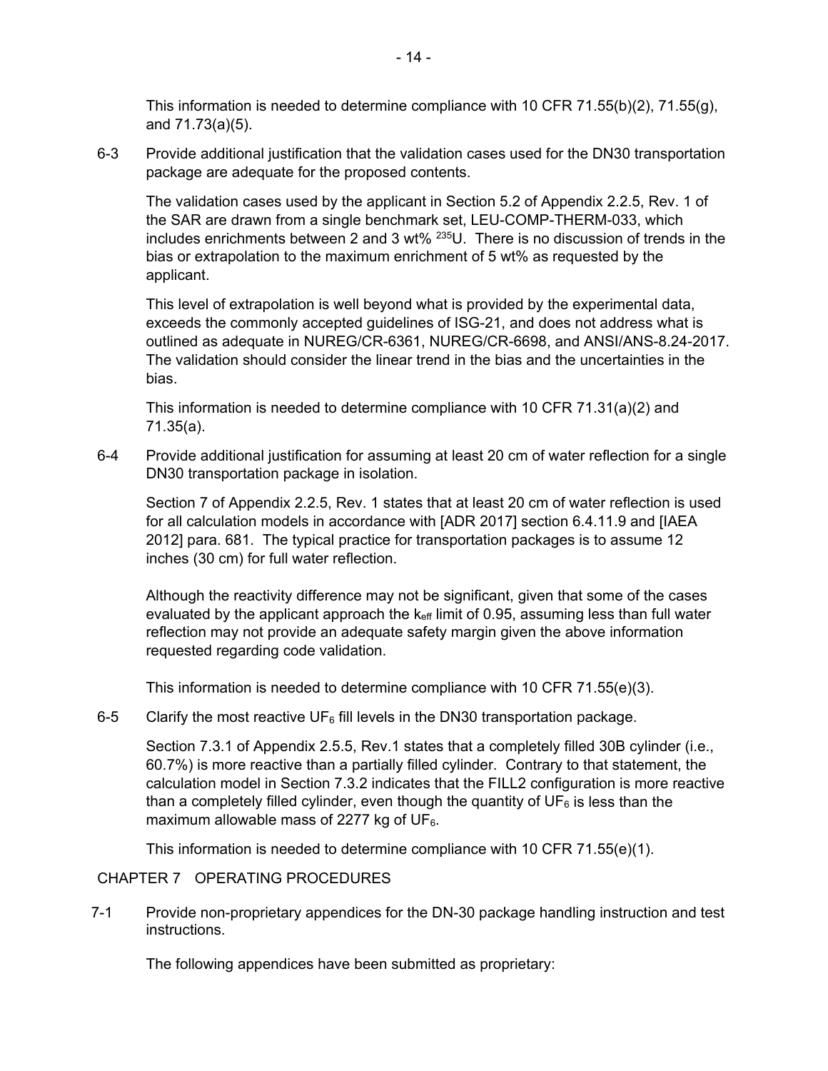This information is needed to determine compliance with 10 CFR 71.55(b)(2), 71.55(g), and 71.73(a)(5).

6-3 Provide additional justification that the validation cases used for the DN30 transportation package are adequate for the proposed contents.

The validation cases used by the applicant in Section 5.2 of Appendix 2.2.5, Rev. 1 of the SAR are drawn from a single benchmark set, LEU-COMP-THERM-033, which includes enrichments between 2 and 3 wt% $^{235}U$. There is no discussion of trends in the bias or extrapolation to the maximum enrichment of 5 wt% as requested by the applicant.

This level of extrapolation is well beyond what is provided by the experimental data, exceeds the commonly accepted guidelines of ISG-21, and does not address what is outlined as adequate in NUREG/CR-6361, NUREG/CR-6698, and ANSI/ANS-8.24-2017. The validation should consider the linear trend in the bias and the uncertainties in the bias.

This information is needed to determine compliance with 10 CFR 71.31(a)(2) and 71.35(a).

6-4 Provide additional justification for assuming at least 20 cm of water reflection for a single DN30 transportation package in isolation.

Section 7 of Appendix 2.2.5, Rev. 1 states that at least 20 cm of water reflection is used for all calculation models in accordance with [ADR 2017] section 6.4.11.9 and [IAEA 2012] para. 681. The typical practice for transportation packages is to assume 12 inches (30 cm) for full water reflection.

Although the reactivity difference may not be significant, given that some of the cases evaluated by the applicant approach the $k_{eff}$ limit of 0.95, assuming less than full water reflection may not provide an adequate safety margin given the above information requested regarding code validation.

This information is needed to determine compliance with 10 CFR 71.55(e)(3).

6-5 Clarify the most reactive $UF_6$ fill levels in the DN30 transportation package.

Section 7.3.1 of Appendix 2.5.5, Rev.1 states that a completely filled 30B cylinder (i.e., 60.7%) is more reactive than a partially filled cylinder. Contrary to that statement, the calculation model in Section 7.3.2 indicates that the FILL2 configuration is more reactive than a completely filled cylinder, even though the quantity of $UF_6$ is less than the maximum allowable mass of 2277 kg of $UF_6$.

This information is needed to determine compliance with 10 CFR 71.55(e)(1).

## CHAPTER 7 OPERATING PROCEDURES

7-1 Provide non-proprietary appendices for the DN-30 package handling instruction and test instructions.

The following appendices have been submitted as proprietary: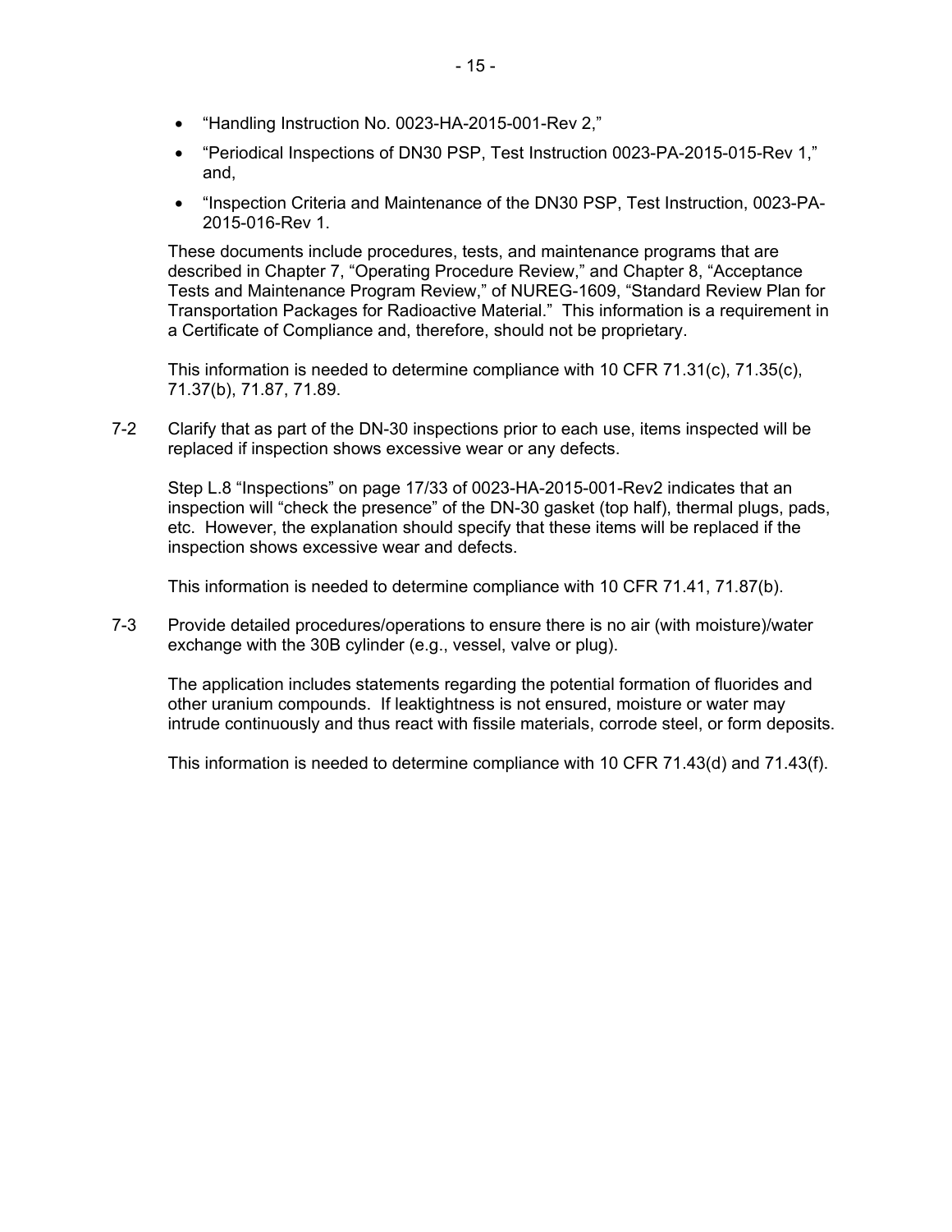- "Handling Instruction No. 0023-HA-2015-001-Rev 2,"
- "Periodical Inspections of DN30 PSP, Test Instruction 0023-PA-2015-015-Rev 1," and,
- "Inspection Criteria and Maintenance of the DN30 PSP, Test Instruction, 0023-PA-2015-016-Rev 1.

These documents include procedures, tests, and maintenance programs that are described in Chapter 7, "Operating Procedure Review," and Chapter 8, "Acceptance Tests and Maintenance Program Review," of NUREG-1609, "Standard Review Plan for Transportation Packages for Radioactive Material." This information is a requirement in a Certificate of Compliance and, therefore, should not be proprietary.

This information is needed to determine compliance with 10 CFR 71.31(c), 71.35(c), 71.37(b), 71.87, 71.89.

7-2 Clarify that as part of the DN-30 inspections prior to each use, items inspected will be replaced if inspection shows excessive wear or any defects.

Step L.8 "Inspections" on page 17/33 of 0023-HA-2015-001-Rev2 indicates that an inspection will "check the presence" of the DN-30 gasket (top half), thermal plugs, pads, etc. However, the explanation should specify that these items will be replaced if the inspection shows excessive wear and defects.

This information is needed to determine compliance with 10 CFR 71.41, 71.87(b).

7-3 Provide detailed procedures/operations to ensure there is no air (with moisture)/water exchange with the 30B cylinder (e.g., vessel, valve or plug).

The application includes statements regarding the potential formation of fluorides and other uranium compounds. If leaktightness is not ensured, moisture or water may intrude continuously and thus react with fissile materials, corrode steel, or form deposits.

This information is needed to determine compliance with 10 CFR 71.43(d) and 71.43(f).